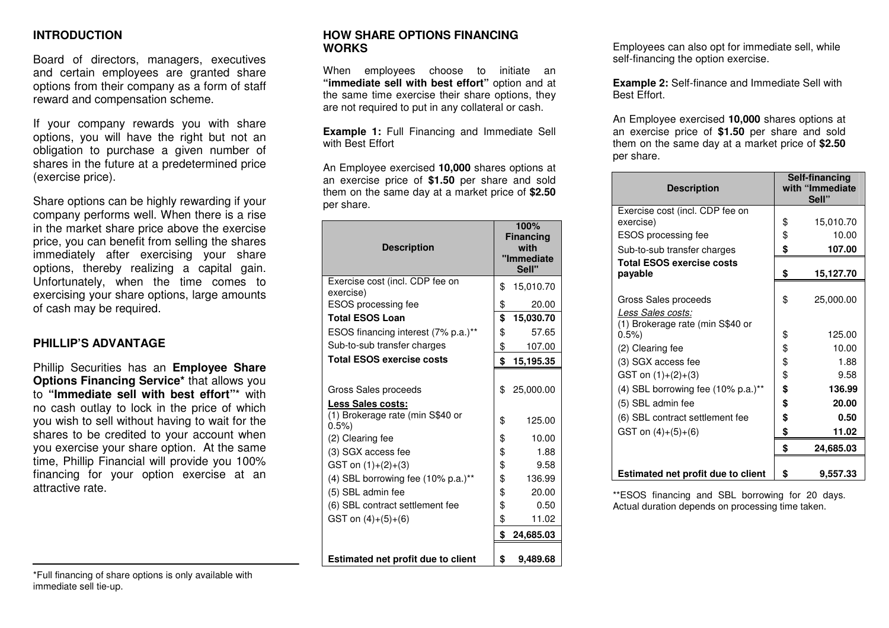## INTRODUCTION

Board of directors, managers, executives and certain employees are granted share options from their company as a form of staff reward and compensation scheme.

If your company rewards you with share options, you will have the right but not an obligation to purchase a given number of shares in the future at a predetermined price (exercise price).

Share options can be highly rewarding if your company performs well. When there is a rise in the market share price above the exercise price, you can benefit from selling the shares immediately after exercising your share options, thereby realizing a capital gain. Unfortunately, when the time comes to exercising your share options, large amounts of cash may be required.

## PHILLIP'S ADVANTAGE

Phillip Securities has an **Employee Share Options Financing Service*** that allows you to **"Immediate sell with best effort"*** with no cash outlay to lock in the price of which you wish to sell without having to wait for the shares to be credited to your account when you exercise your share option. At the same time, Phillip Financial will provide you 100% financing for your option exercise at an attractive rate.

*Full financing of share options is only available with immediate sell tie-up.

## HOW SHARE OPTIONS FINANCING WORKS

When employees choose to initiate an **"immediate sell with best effort"** option and at the same time exercise their share options, they are not required to put in any collateral or cash.

**Example 1:** Full Financing and Immediate Sell with Best Effort

An Employee exercised **10,000** shares options at an exercise price of **$1.50** per share and sold them on the same day at a market price of **$2.50** per share.

| Description | 100% Financing with "Immediate Sell" | |
|---|---|---|
| Exercise cost (incl. CDP fee on exercise) | $ | 15,010.70 |
| ESOS processing fee | $ | 20.00 |
| **Total ESOS Loan** | **$** | **15,030.70** |
| ESOS financing interest (7% p.a.)** | $ | 57.65 |
| Sub-to-sub transfer charges | $ | 107.00 |
| **Total ESOS exercise costs** | **$** | **15,195.35** |
| | | |
| Gross Sales proceeds | $ | 25,000.00 |
| **Less Sales costs:** | | |
| (1) Brokerage rate (min S$40 or 0.5%) | $ | 125.00 |
| (2) Clearing fee | $ | 10.00 |
| (3) SGX access fee | $ | 1.88 |
| GST on (1)+(2)+(3) | $ | 9.58 |
| (4) SBL borrowing fee (10% p.a.)** | $ | 136.99 |
| (5) SBL admin fee | $ | 20.00 |
| (6) SBL contract settlement fee | $ | 0.50 |
| GST on (4)+(5)+(6) | $ | 11.02 |
| | **$** | **24,685.03** |
| **Estimated net profit due to client** | **$** | **9,489.68** |

Employees can also opt for immediate sell, while self-financing the option exercise.

**Example 2:** Self-finance and Immediate Sell with Best Effort.

An Employee exercised **10,000** shares options at an exercise price of **$1.50** per share and sold them on the same day at a market price of **$2.50** per share.

| Description | Self-financing with "Immediate Sell" | |
|---|---|---|
| Exercise cost (incl. CDP fee on exercise) | $ | 15,010.70 |
| ESOS processing fee | $ | 10.00 |
| Sub-to-sub transfer charges | **$** | **107.00** |
| **Total ESOS exercise costs payable** | **$** | **15,127.70** |
| | | |
| Gross Sales proceeds | $ | 25,000.00 |
| *Less Sales costs:* | | |
| (1) Brokerage rate (min S$40 or 0.5%) | $ | 125.00 |
| (2) Clearing fee | $ | 10.00 |
| (3) SGX access fee | $ | 1.88 |
| GST on (1)+(2)+(3) | $ | 9.58 |
| (4) SBL borrowing fee (10% p.a.)** | **$** | **136.99** |
| (5) SBL admin fee | **$** | **20.00** |
| (6) SBL contract settlement fee | **$** | **0.50** |
| GST on (4)+(5)+(6) | **$** | **11.02** |
| | **$** | **24,685.03** |
| **Estimated net profit due to client** | **$** | **9,557.33** |

**ESOS financing and SBL borrowing for 20 days. Actual duration depends on processing time taken.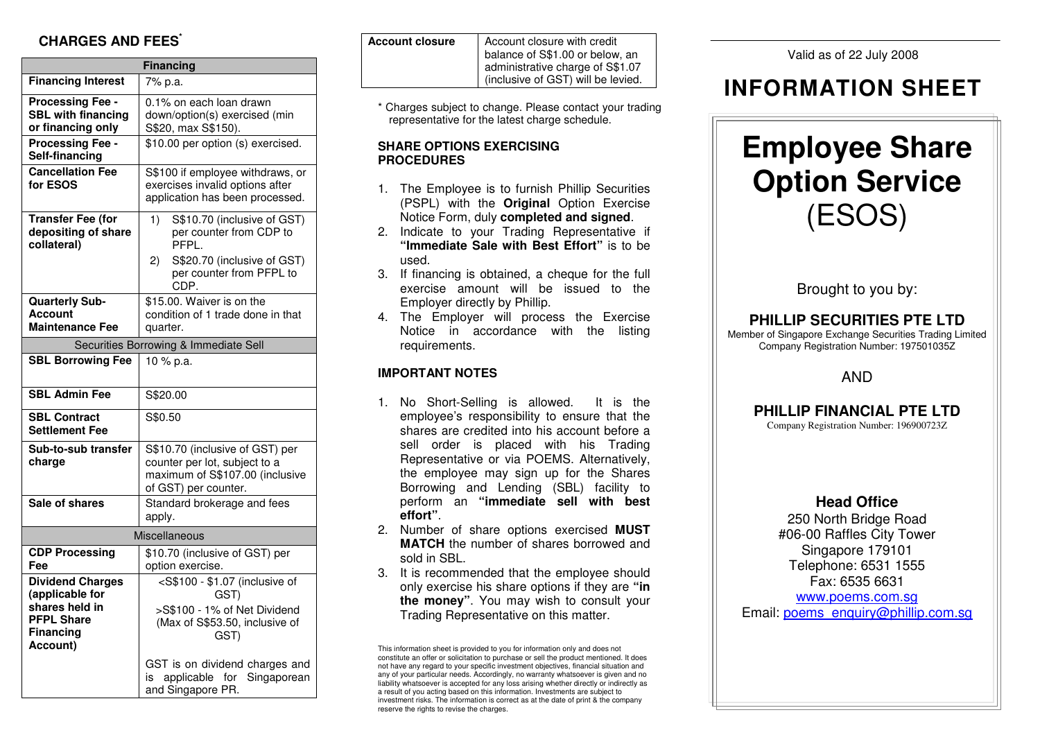## CHARGES AND FEES*

| | |
|---|---|
| **Financing** | |
| **Financing Interest** | 7% p.a. |
| **Processing Fee - SBL with financing or financing only** | 0.1% on each loan drawn down/option(s) exercised (min S$20, max S$150). |
| **Processing Fee - Self-financing** | $10.00 per option (s) exercised. |
| **Cancellation Fee for ESOS** | S$100 if employee withdraws, or exercises invalid options after application has been processed. |
| **Transfer Fee (for depositing of share collateral)** | 1) S$10.70 (inclusive of GST) per counter from CDP to PFPL. 2) S$20.70 (inclusive of GST) per counter from PFPL to CDP. |
| **Quarterly Sub-Account Maintenance Fee** | $15.00. Waiver is on the condition of 1 trade done in that quarter. |
| Securities Borrowing & Immediate Sell | |
| **SBL Borrowing Fee** | 10 % p.a. |
| **SBL Admin Fee** | S$20.00 |
| **SBL Contract Settlement Fee** | S$0.50 |
| **Sub-to-sub transfer charge** | S$10.70 (inclusive of GST) per counter per lot, subject to a maximum of S$107.00 (inclusive of GST) per counter. |
| **Sale of shares** | Standard brokerage and fees apply. |
| Miscellaneous | |
| **CDP Processing Fee** | $10.70 (inclusive of GST) per option exercise. |
| **Dividend Charges (applicable for shares held in PFPL Share Financing Account)** | <S$100 - $1.07 (inclusive of GST) >S$100 - 1% of Net Dividend (Max of S$53.50, inclusive of GST) GST is on dividend charges and is applicable for Singaporean and Singapore PR. |
| **Account closure** | Account closure with credit balance of S$1.00 or below, an administrative charge of S$1.07 (inclusive of GST) will be levied. |

\* Charges subject to change. Please contact your trading representative for the latest charge schedule.

## SHARE OPTIONS EXERCISING PROCEDURES

1. The Employee is to furnish Phillip Securities (PSPL) with the **Original** Option Exercise Notice Form, duly **completed and signed**.
2. Indicate to your Trading Representative if **"Immediate Sale with Best Effort"** is to be used.
3. If financing is obtained, a cheque for the full exercise amount will be issued to the Employer directly by Phillip.
4. The Employer will process the Exercise Notice in accordance with the listing requirements.

## IMPORTANT NOTES

1. No Short-Selling is allowed. It is the employee's responsibility to ensure that the shares are credited into his account before a sell order is placed with his Trading Representative or via POEMS. Alternatively, the employee may sign up for the Shares Borrowing and Lending (SBL) facility to perform an **"immediate sell with best effort"**.
2. Number of share options exercised **MUST MATCH** the number of shares borrowed and sold in SBL.
3. It is recommended that the employee should only exercise his share options if they are **"in the money"**. You may wish to consult your Trading Representative on this matter.

This information sheet is provided to you for information only and does not constitute an offer or solicitation to purchase or sell the product mentioned. It does not have any regard to your specific investment objectives, financial situation and any of your particular needs. Accordingly, no warranty whatsoever is given and no liability whatsoever is accepted for any loss arising whether directly or indirectly as a result of you acting based on this information. Investments are subject to investment risks. The information is correct as at the date of print & the company reserve the rights to revise the charges.

Valid as of 22 July 2008

# INFORMATION SHEET

# Employee Share Option Service (ESOS)

Brought to you by:

**PHILLIP SECURITIES PTE LTD**
Member of Singapore Exchange Securities Trading Limited
Company Registration Number: 197501035Z

AND

**PHILLIP FINANCIAL PTE LTD**
Company Registration Number: 196900723Z

**Head Office**
250 North Bridge Road
#06-00 Raffles City Tower
Singapore 179101
Telephone: 6531 1555
Fax: 6535 6631
www.poems.com.sg
Email: poems_enquiry@phillip.com.sg